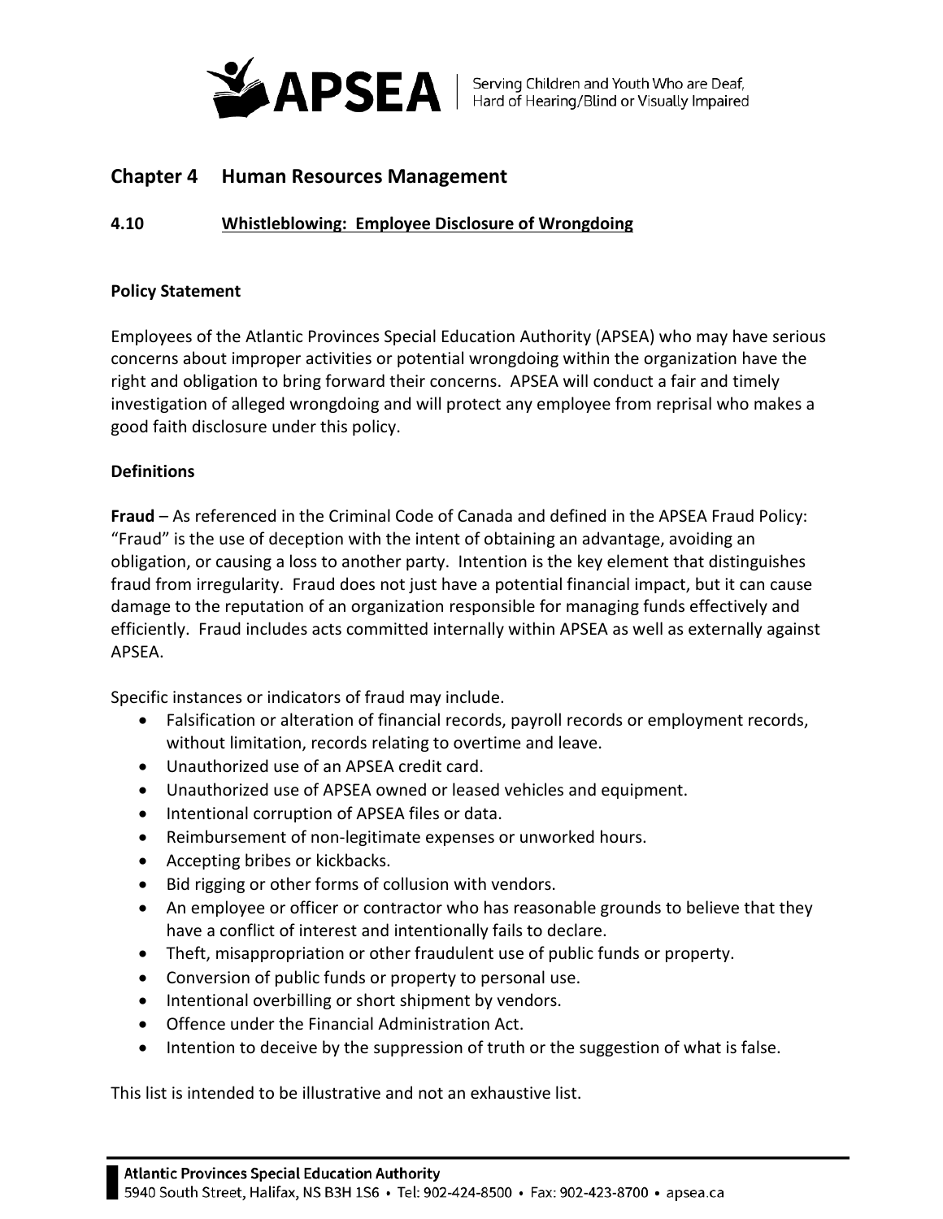## Chapter 4 Human Resources Management

### 4.10 Whistleblowing: Employee Disclosure of Wrongdoing

**Policy Statement**

Employees of the Atlantic Provinces Special Education Authority (APSEA) who may have serious concerns about improper activities or potential wrongdoing within the organization have the right and obligation to bring forward their concerns. APSEA will conduct a fair and timely investigation of alleged wrongdoing and will protect any employee from reprisal who makes a good faith disclosure under this policy.

**Definitions**

**Fraud** – As referenced in the Criminal Code of Canada and defined in the APSEA Fraud Policy: "Fraud" is the use of deception with the intent of obtaining an advantage, avoiding an obligation, or causing a loss to another party. Intention is the key element that distinguishes fraud from irregularity. Fraud does not just have a potential financial impact, but it can cause damage to the reputation of an organization responsible for managing funds effectively and efficiently. Fraud includes acts committed internally within APSEA as well as externally against APSEA.

Specific instances or indicators of fraud may include.

- Falsification or alteration of financial records, payroll records or employment records, without limitation, records relating to overtime and leave.
- Unauthorized use of an APSEA credit card.
- Unauthorized use of APSEA owned or leased vehicles and equipment.
- Intentional corruption of APSEA files or data.
- Reimbursement of non-legitimate expenses or unworked hours.
- Accepting bribes or kickbacks.
- Bid rigging or other forms of collusion with vendors.
- An employee or officer or contractor who has reasonable grounds to believe that they have a conflict of interest and intentionally fails to declare.
- Theft, misappropriation or other fraudulent use of public funds or property.
- Conversion of public funds or property to personal use.
- Intentional overbilling or short shipment by vendors.
- Offence under the Financial Administration Act.
- Intention to deceive by the suppression of truth or the suggestion of what is false.

This list is intended to be illustrative and not an exhaustive list.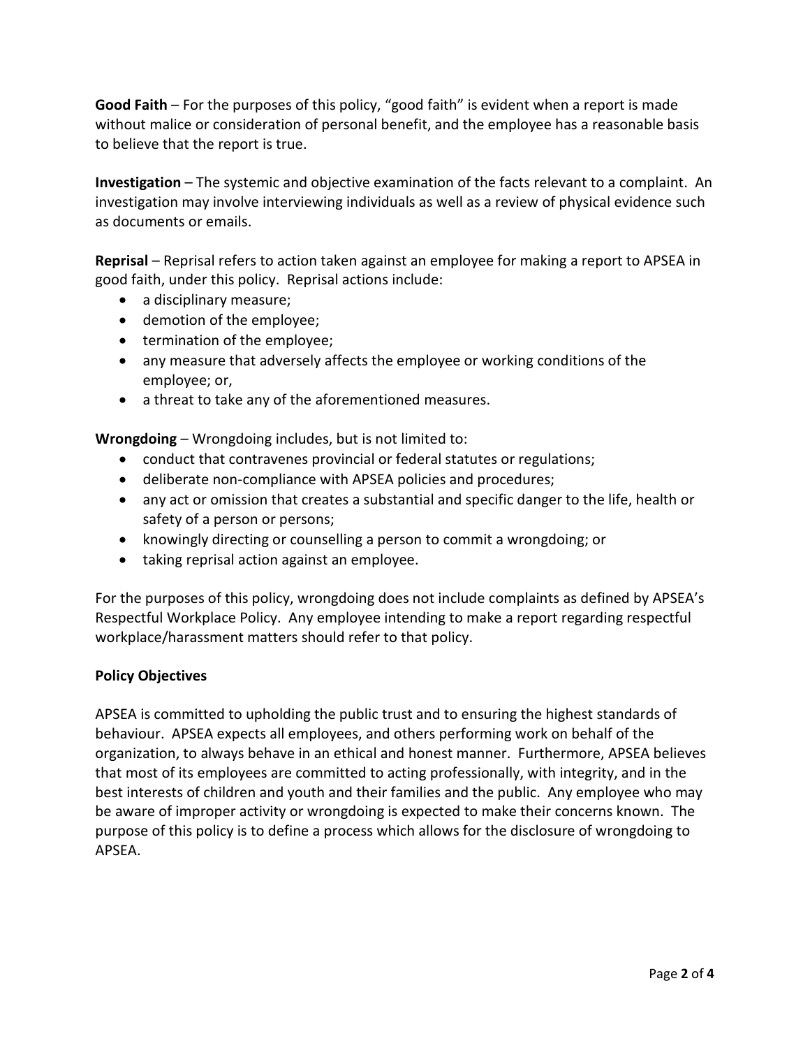**Good Faith** – For the purposes of this policy, "good faith" is evident when a report is made without malice or consideration of personal benefit, and the employee has a reasonable basis to believe that the report is true.

**Investigation** – The systemic and objective examination of the facts relevant to a complaint. An investigation may involve interviewing individuals as well as a review of physical evidence such as documents or emails.

**Reprisal** – Reprisal refers to action taken against an employee for making a report to APSEA in good faith, under this policy. Reprisal actions include:

- a disciplinary measure;
- demotion of the employee;
- termination of the employee;
- any measure that adversely affects the employee or working conditions of the employee; or,
- a threat to take any of the aforementioned measures.

**Wrongdoing** – Wrongdoing includes, but is not limited to:

- conduct that contravenes provincial or federal statutes or regulations;
- deliberate non-compliance with APSEA policies and procedures;
- any act or omission that creates a substantial and specific danger to the life, health or safety of a person or persons;
- knowingly directing or counselling a person to commit a wrongdoing; or
- taking reprisal action against an employee.

For the purposes of this policy, wrongdoing does not include complaints as defined by APSEA's Respectful Workplace Policy. Any employee intending to make a report regarding respectful workplace/harassment matters should refer to that policy.

**Policy Objectives**

APSEA is committed to upholding the public trust and to ensuring the highest standards of behaviour. APSEA expects all employees, and others performing work on behalf of the organization, to always behave in an ethical and honest manner. Furthermore, APSEA believes that most of its employees are committed to acting professionally, with integrity, and in the best interests of children and youth and their families and the public. Any employee who may be aware of improper activity or wrongdoing is expected to make their concerns known. The purpose of this policy is to define a process which allows for the disclosure of wrongdoing to APSEA.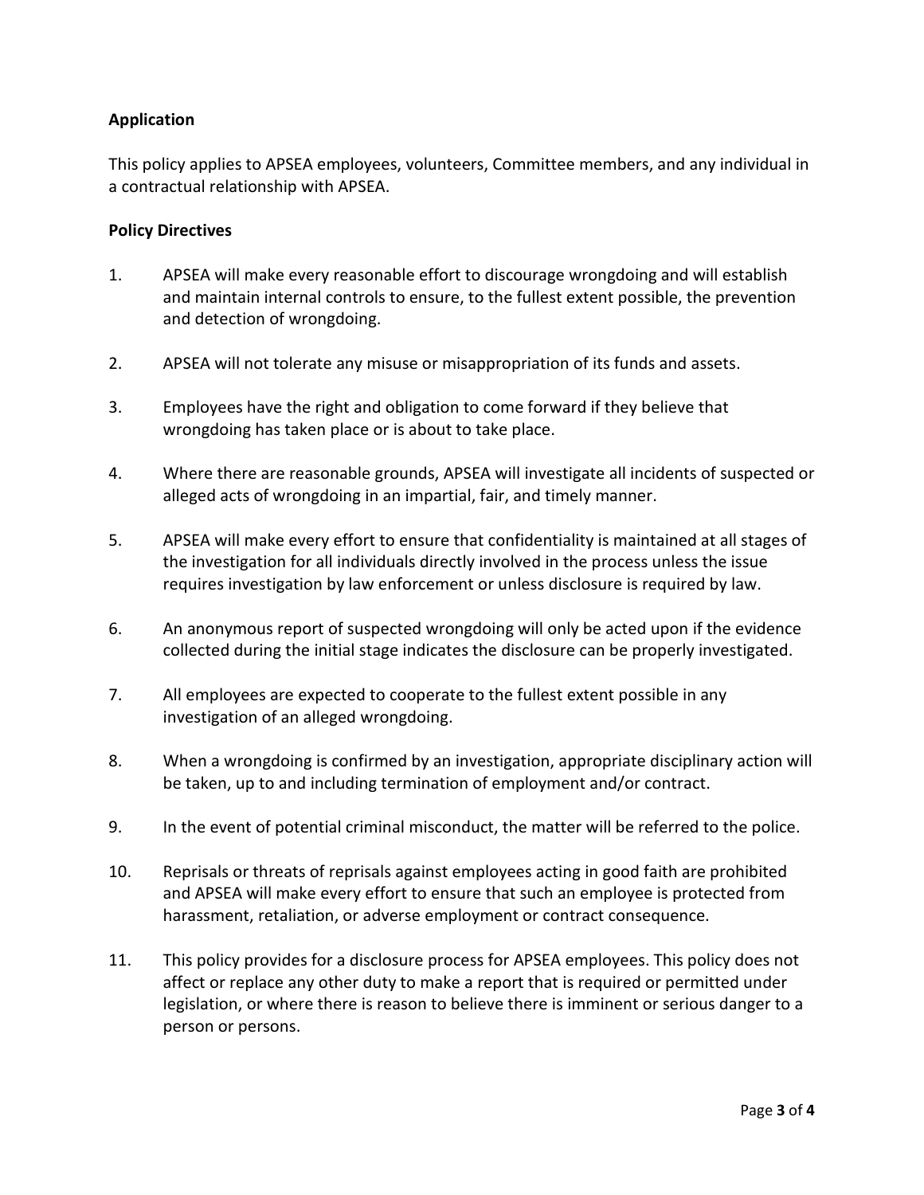**Application**

This policy applies to APSEA employees, volunteers, Committee members, and any individual in a contractual relationship with APSEA.

**Policy Directives**

1. APSEA will make every reasonable effort to discourage wrongdoing and will establish and maintain internal controls to ensure, to the fullest extent possible, the prevention and detection of wrongdoing.

2. APSEA will not tolerate any misuse or misappropriation of its funds and assets.

3. Employees have the right and obligation to come forward if they believe that wrongdoing has taken place or is about to take place.

4. Where there are reasonable grounds, APSEA will investigate all incidents of suspected or alleged acts of wrongdoing in an impartial, fair, and timely manner.

5. APSEA will make every effort to ensure that confidentiality is maintained at all stages of the investigation for all individuals directly involved in the process unless the issue requires investigation by law enforcement or unless disclosure is required by law.

6. An anonymous report of suspected wrongdoing will only be acted upon if the evidence collected during the initial stage indicates the disclosure can be properly investigated.

7. All employees are expected to cooperate to the fullest extent possible in any investigation of an alleged wrongdoing.

8. When a wrongdoing is confirmed by an investigation, appropriate disciplinary action will be taken, up to and including termination of employment and/or contract.

9. In the event of potential criminal misconduct, the matter will be referred to the police.

10. Reprisals or threats of reprisals against employees acting in good faith are prohibited and APSEA will make every effort to ensure that such an employee is protected from harassment, retaliation, or adverse employment or contract consequence.

11. This policy provides for a disclosure process for APSEA employees. This policy does not affect or replace any other duty to make a report that is required or permitted under legislation, or where there is reason to believe there is imminent or serious danger to a person or persons.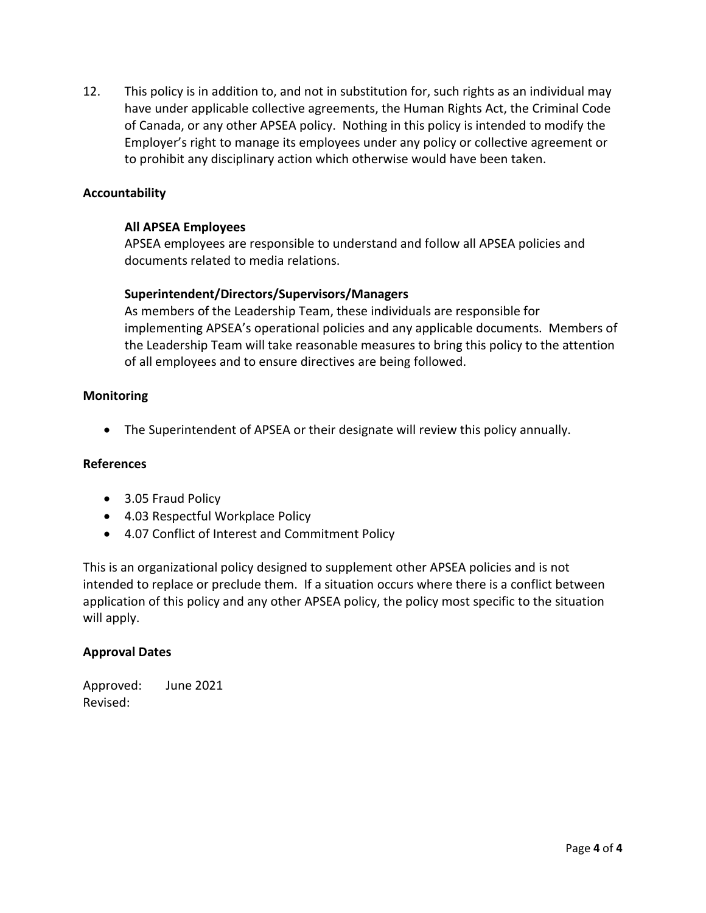12. This policy is in addition to, and not in substitution for, such rights as an individual may have under applicable collective agreements, the Human Rights Act, the Criminal Code of Canada, or any other APSEA policy. Nothing in this policy is intended to modify the Employer's right to manage its employees under any policy or collective agreement or to prohibit any disciplinary action which otherwise would have been taken.

## Accountability

### All APSEA Employees

APSEA employees are responsible to understand and follow all APSEA policies and documents related to media relations.

### Superintendent/Directors/Supervisors/Managers

As members of the Leadership Team, these individuals are responsible for implementing APSEA's operational policies and any applicable documents. Members of the Leadership Team will take reasonable measures to bring this policy to the attention of all employees and to ensure directives are being followed.

## Monitoring

- The Superintendent of APSEA or their designate will review this policy annually.

## References

- 3.05 Fraud Policy
- 4.03 Respectful Workplace Policy
- 4.07 Conflict of Interest and Commitment Policy

This is an organizational policy designed to supplement other APSEA policies and is not intended to replace or preclude them. If a situation occurs where there is a conflict between application of this policy and any other APSEA policy, the policy most specific to the situation will apply.

## Approval Dates

Approved: June 2021
Revised: